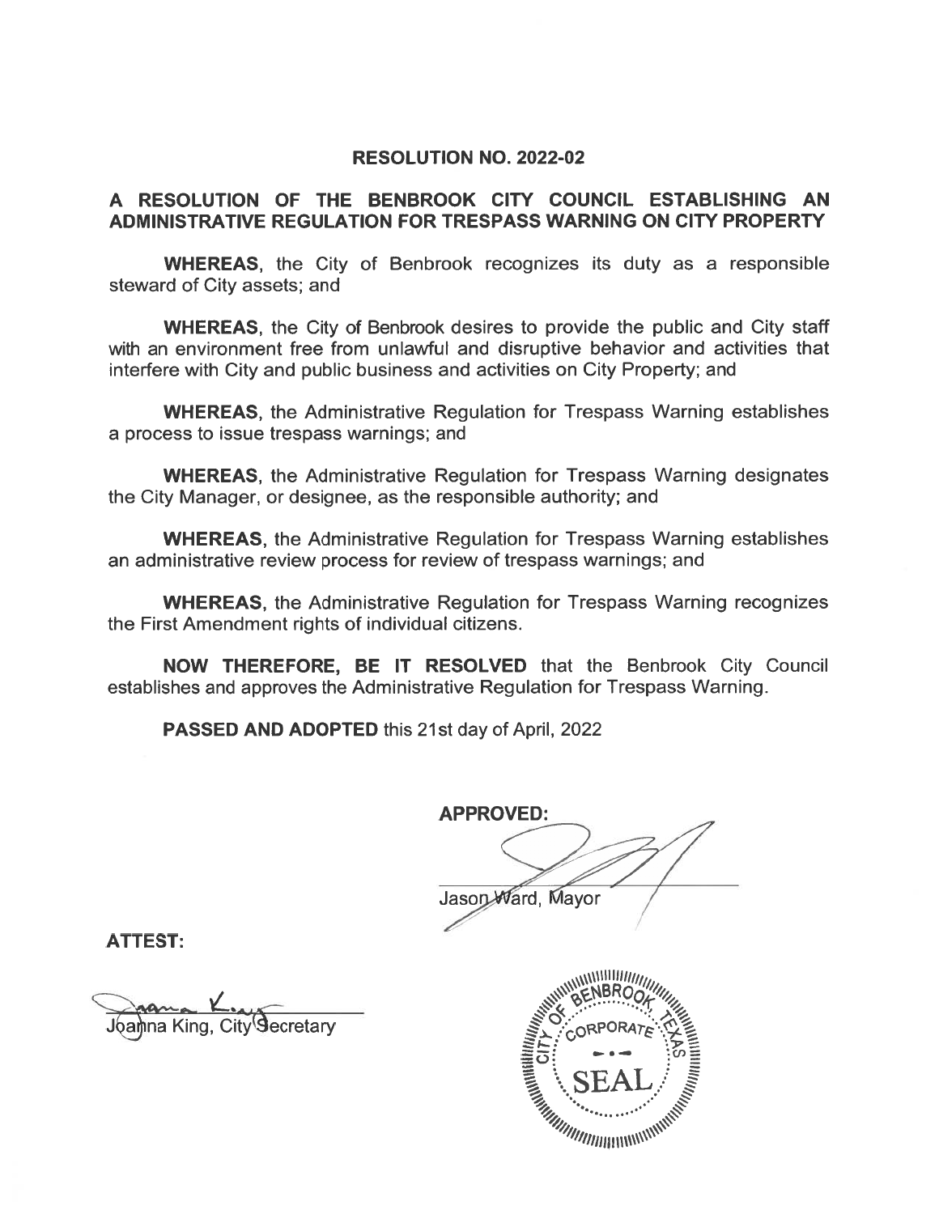# RESOLUTION NO. 2022-02

## A RESOLUTION OF THE BENBROOK CITY COUNCIL ESTABLISHING AN ADMINISTRATIVE REGULATION FOR TRESPASS WARNING ON CITY PROPERTY

**WHEREAS**, the City of Benbrook recognizes its duty as a responsible steward of City assets; and

**WHEREAS**, the City of Benbrook desires to provide the public and City staff with an environment free from unlawful and disruptive behavior and activities that interfere with City and public business and activities on City Property; and

**WHEREAS**, the Administrative Regulation for Trespass Warning establishes a process to issue trespass warnings; and

**WHEREAS**, the Administrative Regulation for Trespass Warning designates the City Manager, or designee, as the responsible authority; and

**WHEREAS**, the Administrative Regulation for Trespass Warning establishes an administrative review process for review of trespass warnings; and

**WHEREAS**, the Administrative Regulation for Trespass Warning recognizes the First Amendment rights of individual citizens.

**NOW THEREFORE, BE IT RESOLVED** that the Benbrook City Council establishes and approves the Administrative Regulation for Trespass Warning.

**PASSED AND ADOPTED** this 21st day of April, 2022

**APPROVED:**

Jason Ward, Mayor

**ATTEST:**

Joanna King, City Secretary

CITY OF BENBROOK, TEXAS CORPORATE SEAL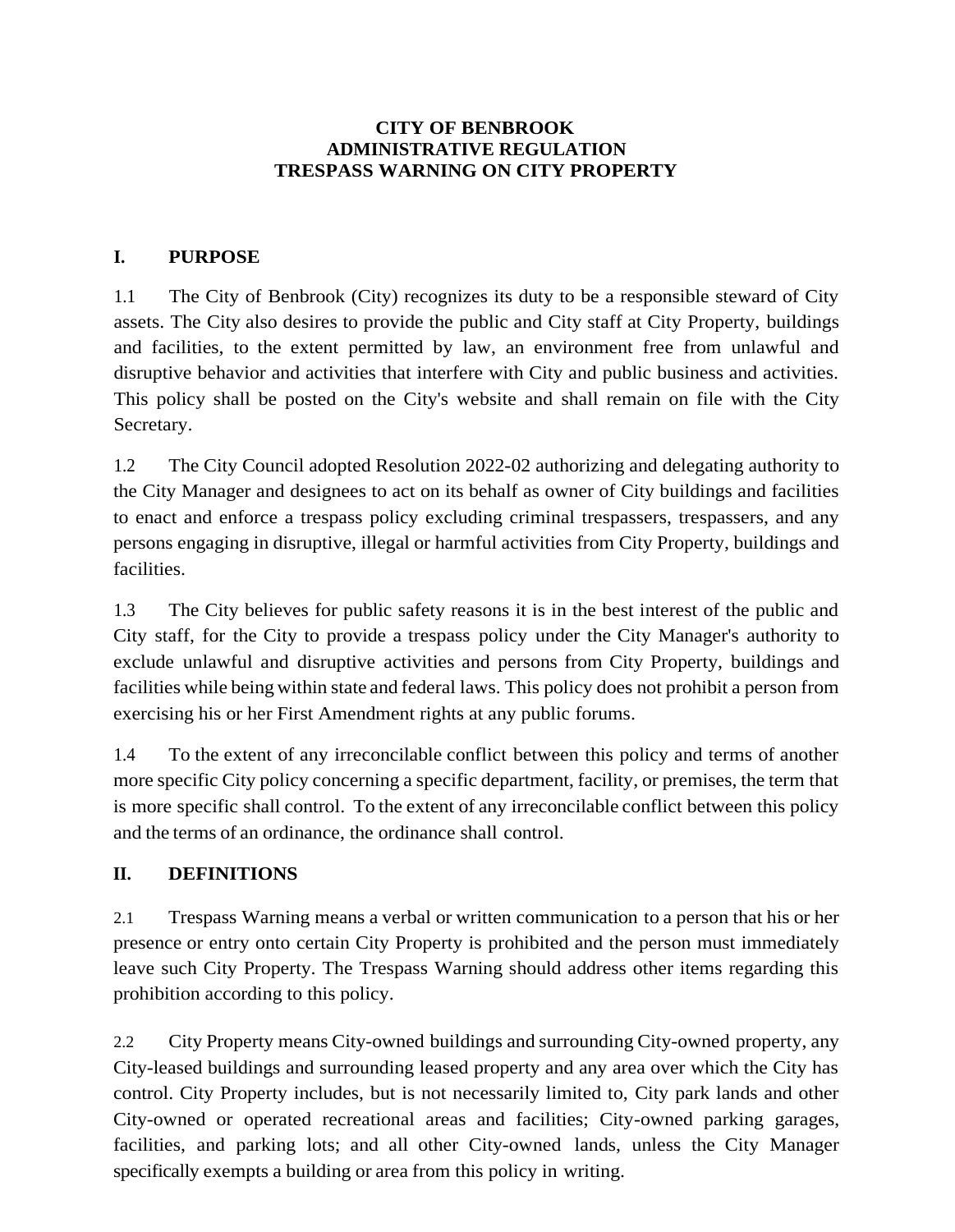**CITY OF BENBROOK**
**ADMINISTRATIVE REGULATION**
**TRESPASS WARNING ON CITY PROPERTY**

## I. PURPOSE

1.1 The City of Benbrook (City) recognizes its duty to be a responsible steward of City assets. The City also desires to provide the public and City staff at City Property, buildings and facilities, to the extent permitted by law, an environment free from unlawful and disruptive behavior and activities that interfere with City and public business and activities. This policy shall be posted on the City's website and shall remain on file with the City Secretary.

1.2 The City Council adopted Resolution 2022-02 authorizing and delegating authority to the City Manager and designees to act on its behalf as owner of City buildings and facilities to enact and enforce a trespass policy excluding criminal trespassers, trespassers, and any persons engaging in disruptive, illegal or harmful activities from City Property, buildings and facilities.

1.3 The City believes for public safety reasons it is in the best interest of the public and City staff, for the City to provide a trespass policy under the City Manager's authority to exclude unlawful and disruptive activities and persons from City Property, buildings and facilities while being within state and federal laws. This policy does not prohibit a person from exercising his or her First Amendment rights at any public forums.

1.4 To the extent of any irreconcilable conflict between this policy and terms of another more specific City policy concerning a specific department, facility, or premises, the term that is more specific shall control. To the extent of any irreconcilable conflict between this policy and the terms of an ordinance, the ordinance shall control.

## II. DEFINITIONS

2.1 Trespass Warning means a verbal or written communication to a person that his or her presence or entry onto certain City Property is prohibited and the person must immediately leave such City Property. The Trespass Warning should address other items regarding this prohibition according to this policy.

2.2 City Property means City-owned buildings and surrounding City-owned property, any City-leased buildings and surrounding leased property and any area over which the City has control. City Property includes, but is not necessarily limited to, City park lands and other City-owned or operated recreational areas and facilities; City-owned parking garages, facilities, and parking lots; and all other City-owned lands, unless the City Manager specifically exempts a building or area from this policy in writing.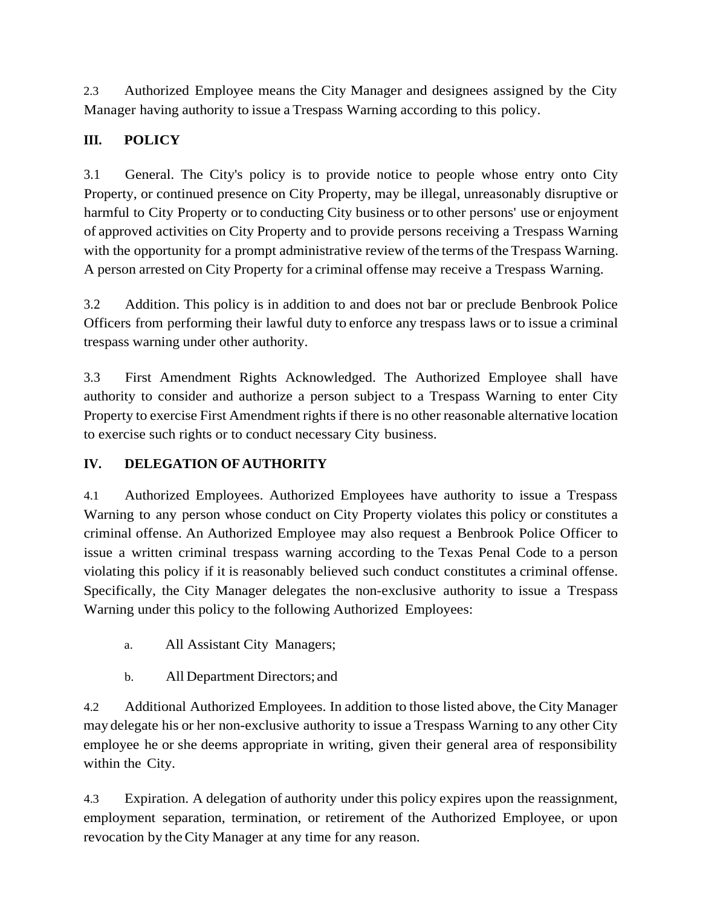2.3 Authorized Employee means the City Manager and designees assigned by the City Manager having authority to issue a Trespass Warning according to this policy.

## III. POLICY

3.1 General. The City's policy is to provide notice to people whose entry onto City Property, or continued presence on City Property, may be illegal, unreasonably disruptive or harmful to City Property or to conducting City business or to other persons' use or enjoyment of approved activities on City Property and to provide persons receiving a Trespass Warning with the opportunity for a prompt administrative review of the terms of the Trespass Warning. A person arrested on City Property for a criminal offense may receive a Trespass Warning.

3.2 Addition. This policy is in addition to and does not bar or preclude Benbrook Police Officers from performing their lawful duty to enforce any trespass laws or to issue a criminal trespass warning under other authority.

3.3 First Amendment Rights Acknowledged. The Authorized Employee shall have authority to consider and authorize a person subject to a Trespass Warning to enter City Property to exercise First Amendment rights if there is no other reasonable alternative location to exercise such rights or to conduct necessary City business.

## IV. DELEGATION OF AUTHORITY

4.1 Authorized Employees. Authorized Employees have authority to issue a Trespass Warning to any person whose conduct on City Property violates this policy or constitutes a criminal offense. An Authorized Employee may also request a Benbrook Police Officer to issue a written criminal trespass warning according to the Texas Penal Code to a person violating this policy if it is reasonably believed such conduct constitutes a criminal offense. Specifically, the City Manager delegates the non-exclusive authority to issue a Trespass Warning under this policy to the following Authorized Employees:

a. All Assistant City Managers;

b. All Department Directors; and

4.2 Additional Authorized Employees. In addition to those listed above, the City Manager may delegate his or her non-exclusive authority to issue a Trespass Warning to any other City employee he or she deems appropriate in writing, given their general area of responsibility within the City.

4.3 Expiration. A delegation of authority under this policy expires upon the reassignment, employment separation, termination, or retirement of the Authorized Employee, or upon revocation by the City Manager at any time for any reason.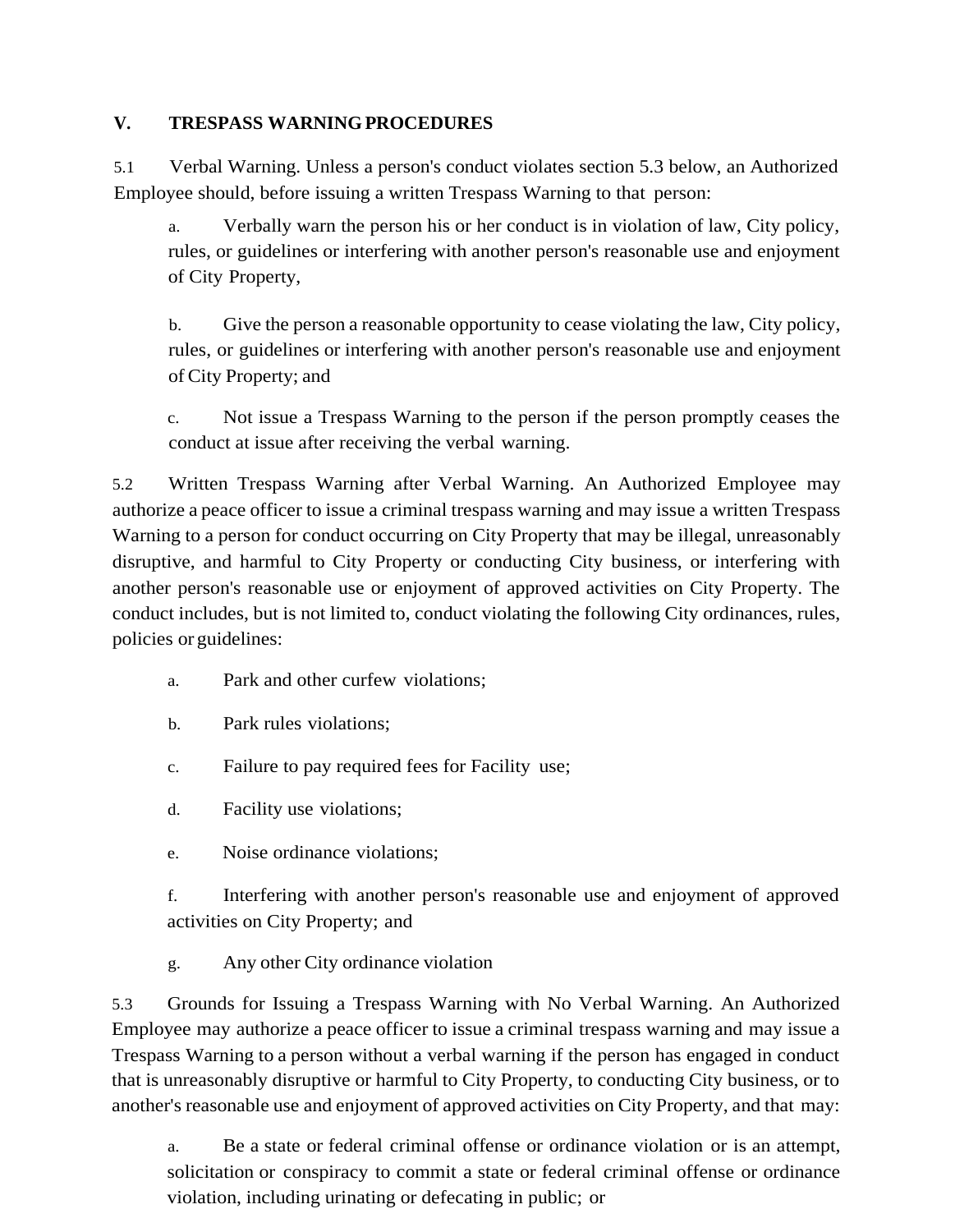## V. TRESPASS WARNING PROCEDURES

5.1 Verbal Warning. Unless a person's conduct violates section 5.3 below, an Authorized Employee should, before issuing a written Trespass Warning to that person:

a. Verbally warn the person his or her conduct is in violation of law, City policy, rules, or guidelines or interfering with another person's reasonable use and enjoyment of City Property,

b. Give the person a reasonable opportunity to cease violating the law, City policy, rules, or guidelines or interfering with another person's reasonable use and enjoyment of City Property; and

c. Not issue a Trespass Warning to the person if the person promptly ceases the conduct at issue after receiving the verbal warning.

5.2 Written Trespass Warning after Verbal Warning. An Authorized Employee may authorize a peace officer to issue a criminal trespass warning and may issue a written Trespass Warning to a person for conduct occurring on City Property that may be illegal, unreasonably disruptive, and harmful to City Property or conducting City business, or interfering with another person's reasonable use or enjoyment of approved activities on City Property. The conduct includes, but is not limited to, conduct violating the following City ordinances, rules, policies or guidelines:

a. Park and other curfew violations;

b. Park rules violations;

c. Failure to pay required fees for Facility use;

d. Facility use violations;

e. Noise ordinance violations;

f. Interfering with another person's reasonable use and enjoyment of approved activities on City Property; and

g. Any other City ordinance violation

5.3 Grounds for Issuing a Trespass Warning with No Verbal Warning. An Authorized Employee may authorize a peace officer to issue a criminal trespass warning and may issue a Trespass Warning to a person without a verbal warning if the person has engaged in conduct that is unreasonably disruptive or harmful to City Property, to conducting City business, or to another's reasonable use and enjoyment of approved activities on City Property, and that may:

a. Be a state or federal criminal offense or ordinance violation or is an attempt, solicitation or conspiracy to commit a state or federal criminal offense or ordinance violation, including urinating or defecating in public; or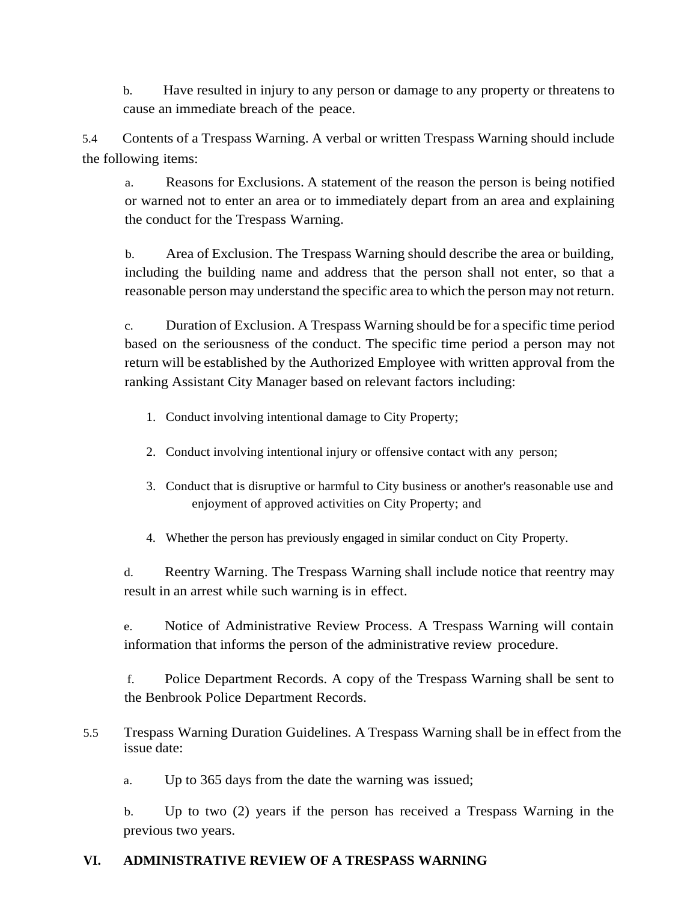b. Have resulted in injury to any person or damage to any property or threatens to cause an immediate breach of the peace.

5.4 Contents of a Trespass Warning. A verbal or written Trespass Warning should include the following items:

a. Reasons for Exclusions. A statement of the reason the person is being notified or warned not to enter an area or to immediately depart from an area and explaining the conduct for the Trespass Warning.

b. Area of Exclusion. The Trespass Warning should describe the area or building, including the building name and address that the person shall not enter, so that a reasonable person may understand the specific area to which the person may not return.

c. Duration of Exclusion. A Trespass Warning should be for a specific time period based on the seriousness of the conduct. The specific time period a person may not return will be established by the Authorized Employee with written approval from the ranking Assistant City Manager based on relevant factors including:

1. Conduct involving intentional damage to City Property;
2. Conduct involving intentional injury or offensive contact with any person;
3. Conduct that is disruptive or harmful to City business or another's reasonable use and enjoyment of approved activities on City Property; and
4. Whether the person has previously engaged in similar conduct on City Property.

d. Reentry Warning. The Trespass Warning shall include notice that reentry may result in an arrest while such warning is in effect.

e. Notice of Administrative Review Process. A Trespass Warning will contain information that informs the person of the administrative review procedure.

f. Police Department Records. A copy of the Trespass Warning shall be sent to the Benbrook Police Department Records.

5.5 Trespass Warning Duration Guidelines. A Trespass Warning shall be in effect from the issue date:

a. Up to 365 days from the date the warning was issued;

b. Up to two (2) years if the person has received a Trespass Warning in the previous two years.

## VI. ADMINISTRATIVE REVIEW OF A TRESPASS WARNING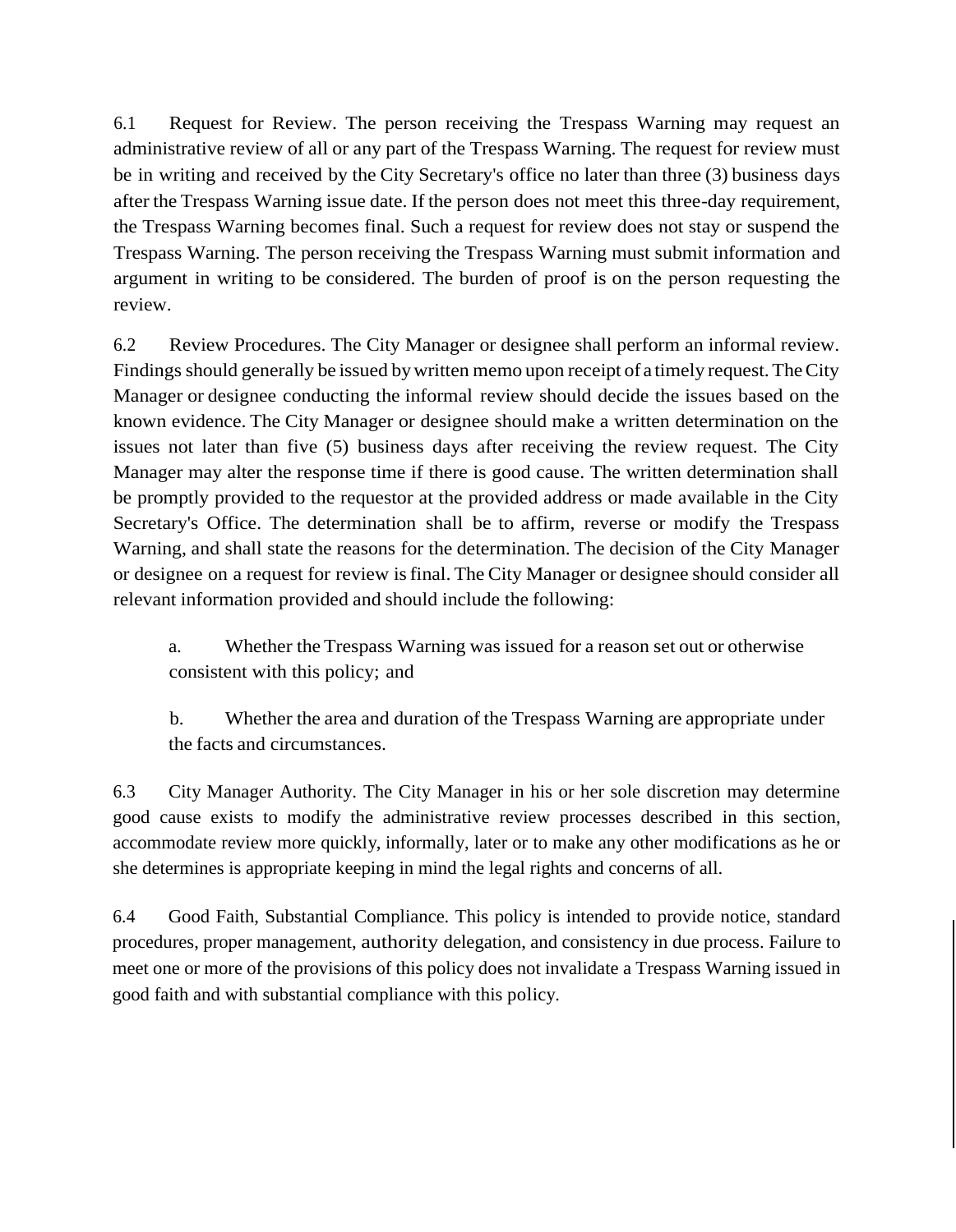6.1 Request for Review. The person receiving the Trespass Warning may request an administrative review of all or any part of the Trespass Warning. The request for review must be in writing and received by the City Secretary's office no later than three (3) business days after the Trespass Warning issue date. If the person does not meet this three-day requirement, the Trespass Warning becomes final. Such a request for review does not stay or suspend the Trespass Warning. The person receiving the Trespass Warning must submit information and argument in writing to be considered. The burden of proof is on the person requesting the review.

6.2 Review Procedures. The City Manager or designee shall perform an informal review. Findings should generally be issued by written memo upon receipt of a timely request. The City Manager or designee conducting the informal review should decide the issues based on the known evidence. The City Manager or designee should make a written determination on the issues not later than five (5) business days after receiving the review request. The City Manager may alter the response time if there is good cause. The written determination shall be promptly provided to the requestor at the provided address or made available in the City Secretary's Office. The determination shall be to affirm, reverse or modify the Trespass Warning, and shall state the reasons for the determination. The decision of the City Manager or designee on a request for review is final. The City Manager or designee should consider all relevant information provided and should include the following:

a. Whether the Trespass Warning was issued for a reason set out or otherwise consistent with this policy; and

b. Whether the area and duration of the Trespass Warning are appropriate under the facts and circumstances.

6.3 City Manager Authority. The City Manager in his or her sole discretion may determine good cause exists to modify the administrative review processes described in this section, accommodate review more quickly, informally, later or to make any other modifications as he or she determines is appropriate keeping in mind the legal rights and concerns of all.

6.4 Good Faith, Substantial Compliance. This policy is intended to provide notice, standard procedures, proper management, authority delegation, and consistency in due process. Failure to meet one or more of the provisions of this policy does not invalidate a Trespass Warning issued in good faith and with substantial compliance with this policy.